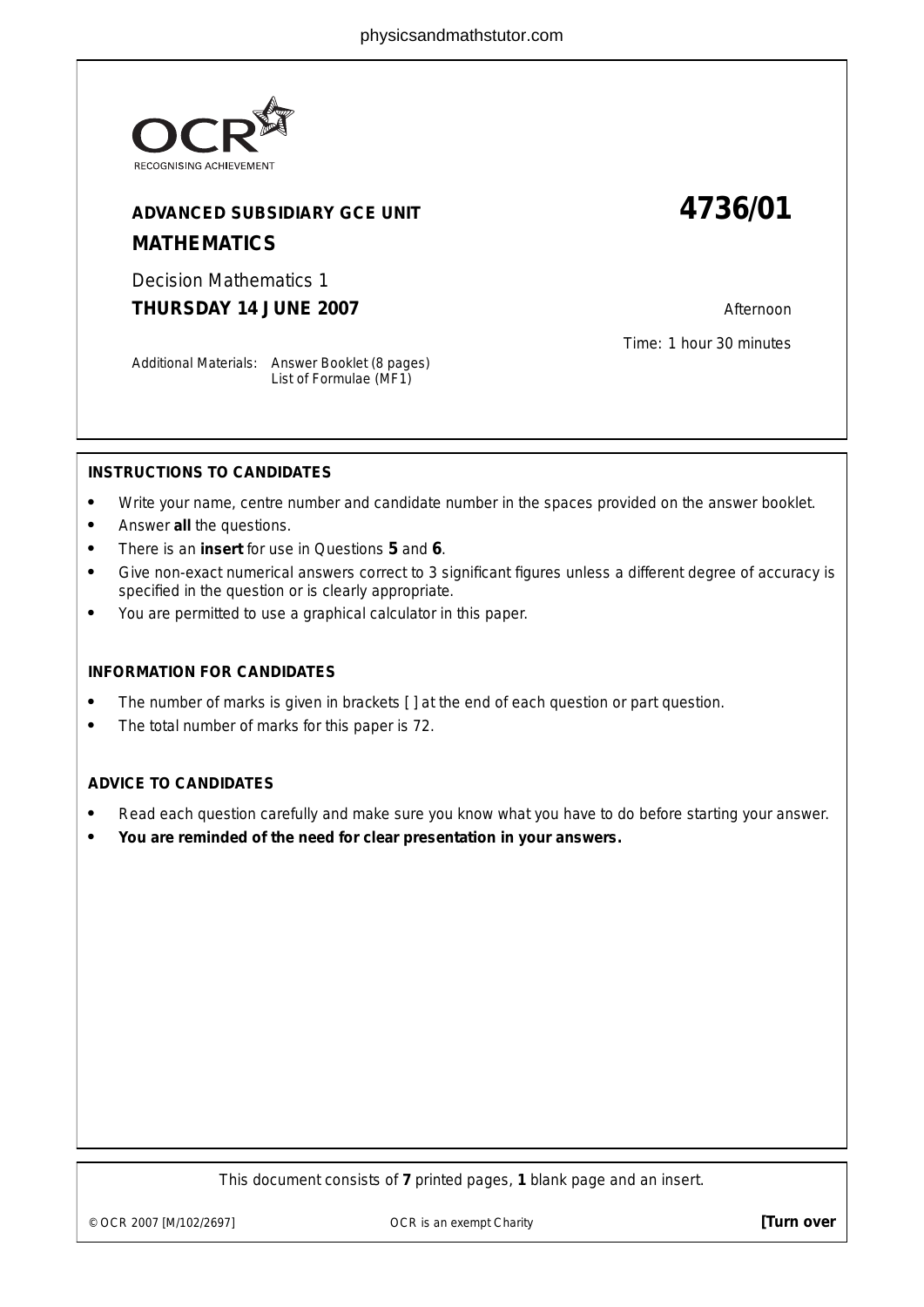OCR
RECOGNISING ACHIEVEMENT

**ADVANCED SUBSIDIARY GCE UNIT**

**MATHEMATICS**

# 4736/01

Decision Mathematics 1

**THURSDAY 14 JUNE 2007**

Afternoon

Time: 1 hour 30 minutes

Additional Materials: Answer Booklet (8 pages)
List of Formulae (MF1)

**INSTRUCTIONS TO CANDIDATES**

- Write your name, centre number and candidate number in the spaces provided on the answer booklet.
- Answer **all** the questions.
- There is an **insert** for use in Questions **5** and **6**.
- Give non-exact numerical answers correct to 3 significant figures unless a different degree of accuracy is specified in the question or is clearly appropriate.
- You are permitted to use a graphical calculator in this paper.

**INFORMATION FOR CANDIDATES**

- The number of marks is given in brackets [ ] at the end of each question or part question.
- The total number of marks for this paper is 72.

**ADVICE TO CANDIDATES**

- Read each question carefully and make sure you know what you have to do before starting your answer.
- **You are reminded of the need for clear presentation in your answers.**

This document consists of **7** printed pages, **1** blank page and an insert.

© OCR 2007 [M/102/2697] OCR is an exempt Charity **[Turn over**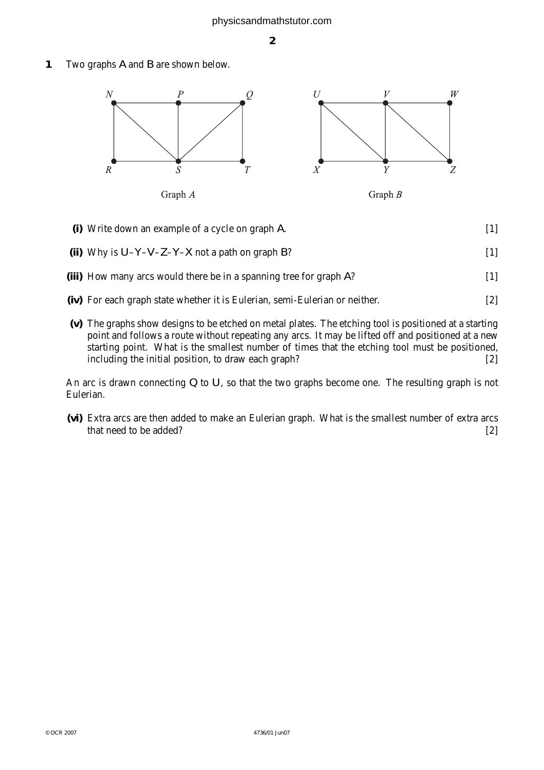**1** Two graphs $A$ and $B$ are shown below.

Graph $A$

Graph $B$

**(i)** Write down an example of a cycle on graph $A$. [1]

**(ii)** Why is $U$–$Y$–$V$–$Z$–$Y$–$X$ not a path on graph $B$? [1]

**(iii)** How many arcs would there be in a spanning tree for graph $A$? [1]

**(iv)** For each graph state whether it is Eulerian, semi-Eulerian or neither. [2]

**(v)** The graphs show designs to be etched on metal plates. The etching tool is positioned at a starting point and follows a route without repeating any arcs. It may be lifted off and positioned at a new starting point. What is the smallest number of times that the etching tool must be positioned, including the initial position, to draw each graph? [2]

An arc is drawn connecting $Q$ to $U$, so that the two graphs become one. The resulting graph is not Eulerian.

**(vi)** Extra arcs are then added to make an Eulerian graph. What is the smallest number of extra arcs that need to be added? [2]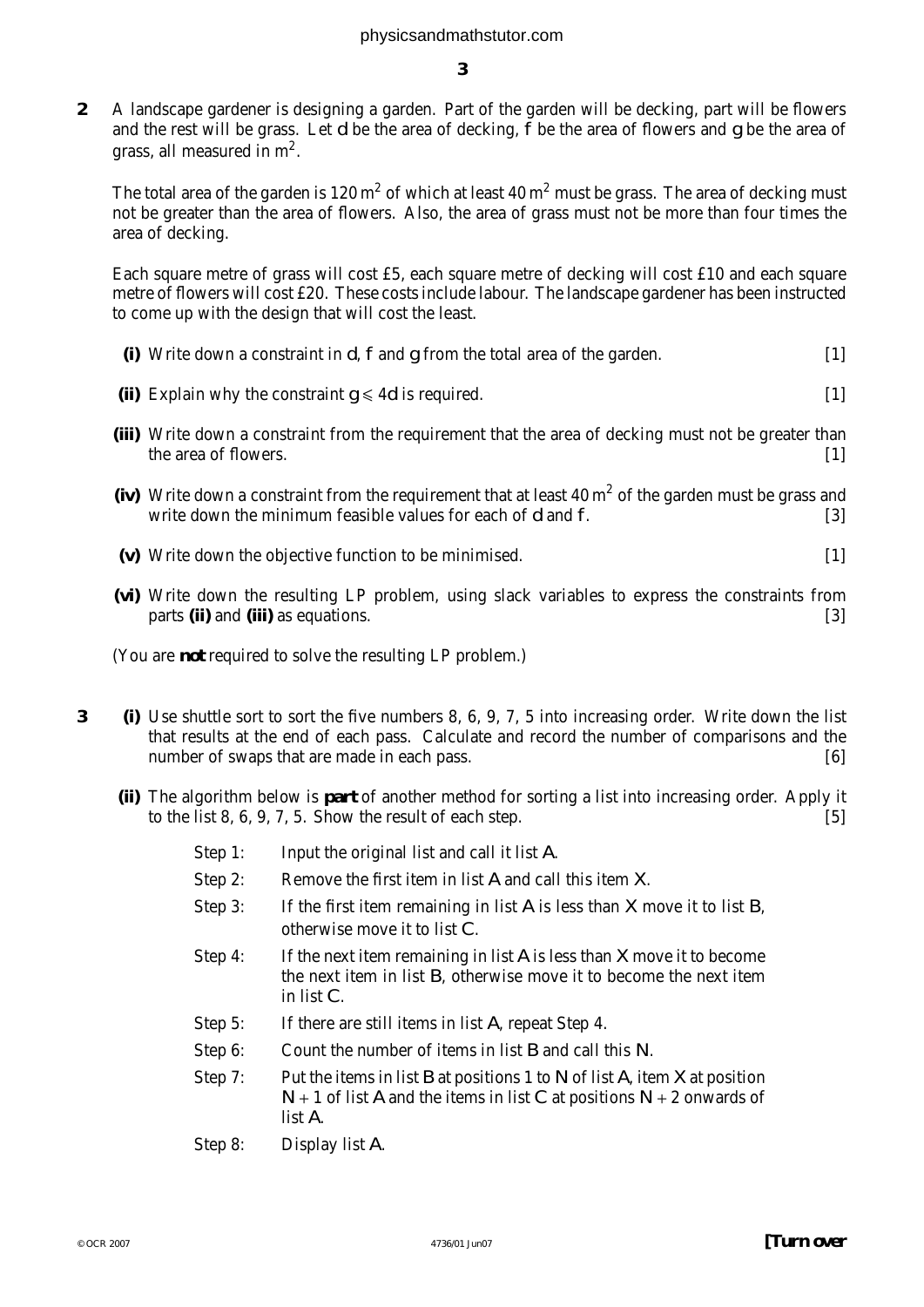**2** A landscape gardener is designing a garden. Part of the garden will be decking, part will be flowers and the rest will be grass. Let $d$ be the area of decking, $f$ be the area of flowers and $g$ be the area of grass, all measured in $m^2$.

The total area of the garden is $120\,m^2$ of which at least $40\,m^2$ must be grass. The area of decking must not be greater than the area of flowers. Also, the area of grass must not be more than four times the area of decking.

Each square metre of grass will cost £5, each square metre of decking will cost £10 and each square metre of flowers will cost £20. These costs include labour. The landscape gardener has been instructed to come up with the design that will cost the least.

**(i)** Write down a constraint in $d$, $f$ and $g$ from the total area of the garden. [1]

**(ii)** Explain why the constraint $g \leqslant 4d$ is required. [1]

**(iii)** Write down a constraint from the requirement that the area of decking must not be greater than the area of flowers. [1]

**(iv)** Write down a constraint from the requirement that at least $40\,m^2$ of the garden must be grass and write down the minimum feasible values for each of $d$ and $f$. [3]

**(v)** Write down the objective function to be minimised. [1]

**(vi)** Write down the resulting LP problem, using slack variables to express the constraints from parts **(ii)** and **(iii)** as equations. [3]

(You are **not** required to solve the resulting LP problem.)

**3** **(i)** Use shuttle sort to sort the five numbers 8, 6, 9, 7, 5 into increasing order. Write down the list that results at the end of each pass. Calculate and record the number of comparisons and the number of swaps that are made in each pass. [6]

**(ii)** The algorithm below is **part** of another method for sorting a list into increasing order. Apply it to the list 8, 6, 9, 7, 5. Show the result of each step. [5]

Step 1: Input the original list and call it list $A$.

Step 2: Remove the first item in list $A$ and call this item $X$.

Step 3: If the first item remaining in list $A$ is less than $X$ move it to list $B$, otherwise move it to list $C$.

Step 4: If the next item remaining in list $A$ is less than $X$ move it to become the next item in list $B$, otherwise move it to become the next item in list $C$.

Step 5: If there are still items in list $A$, repeat Step 4.

Step 6: Count the number of items in list $B$ and call this $N$.

Step 7: Put the items in list $B$ at positions 1 to $N$ of list $A$, item $X$ at position $N + 1$ of list $A$ and the items in list $C$ at positions $N + 2$ onwards of list $A$.

Step 8: Display list $A$.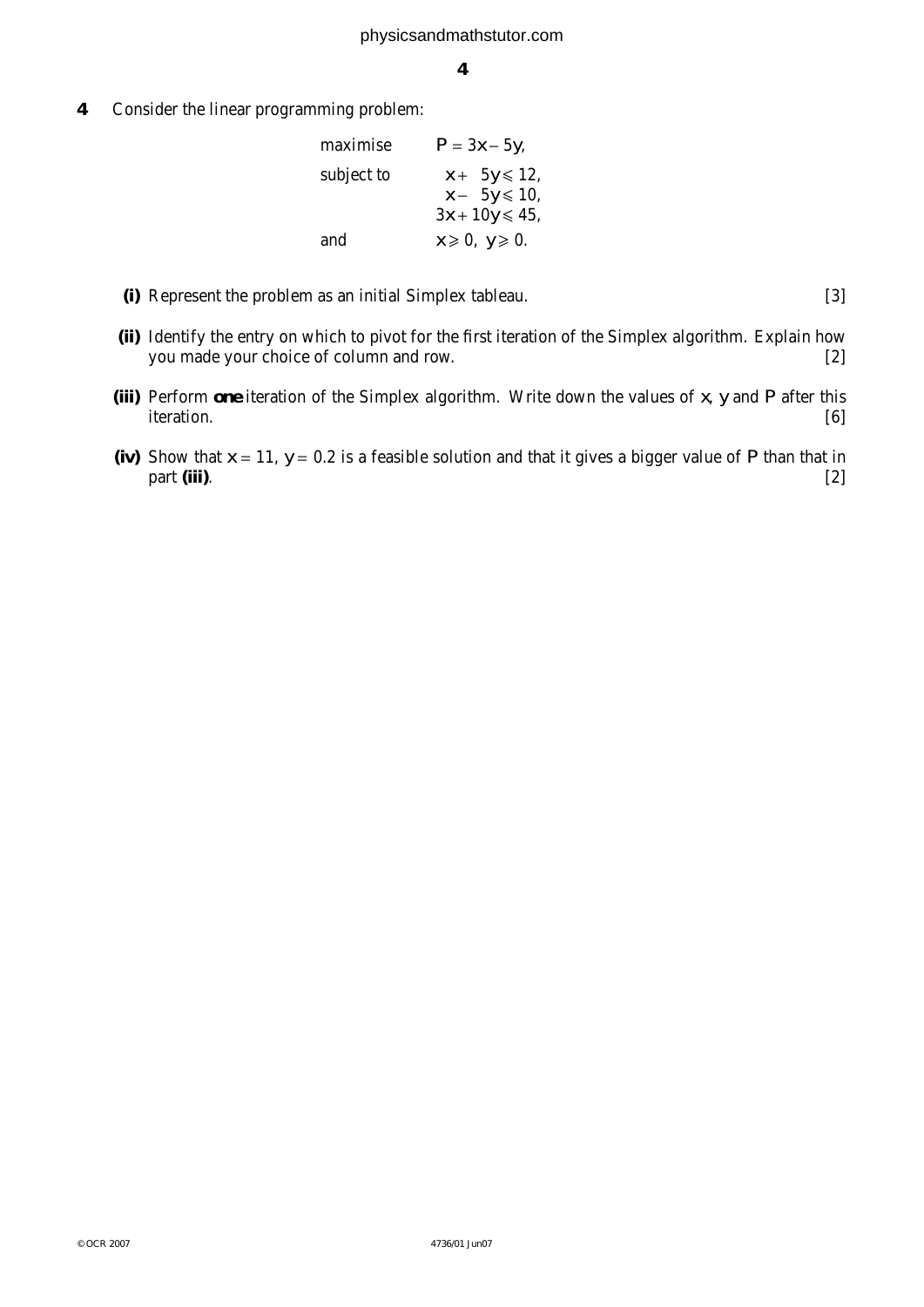**4** Consider the linear programming problem:

$$\begin{array}{ll} \text{maximise} & P = 3x - 5y, \\ \text{subject to} & x + 5y \leqslant 12, \\ & x - 5y \leqslant 10, \\ & 3x + 10y \leqslant 45, \\ \text{and} & x \geqslant 0,\ y \geqslant 0. \end{array}$$

**(i)** Represent the problem as an initial Simplex tableau. [3]

**(ii)** Identify the entry on which to pivot for the first iteration of the Simplex algorithm. Explain how you made your choice of column and row. [2]

**(iii)** Perform **one** iteration of the Simplex algorithm. Write down the values of $x$, $y$ and $P$ after this iteration. [6]

**(iv)** Show that $x = 11$, $y = 0.2$ is a feasible solution and that it gives a bigger value of $P$ than that in part **(iii)**. [2]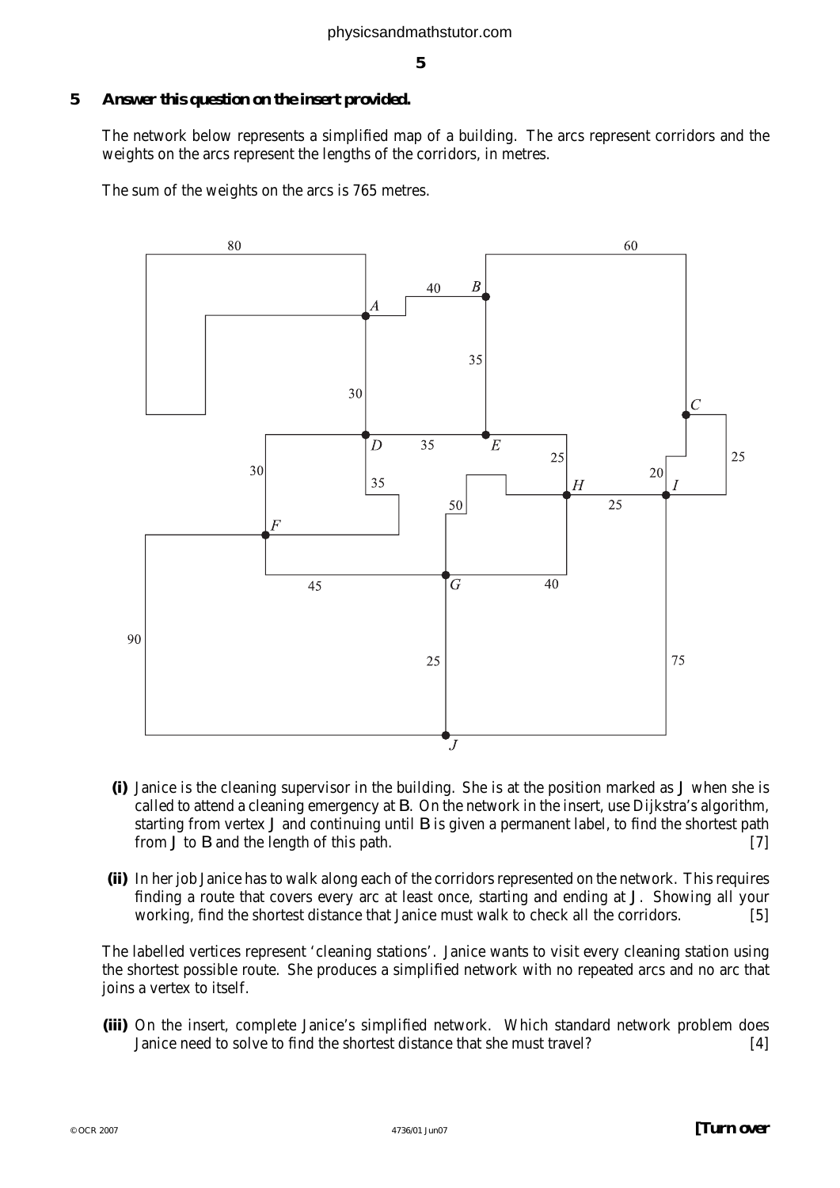**5** ***Answer this question on the insert provided.***

The network below represents a simplified map of a building. The arcs represent corridors and the weights on the arcs represent the lengths of the corridors, in metres.

The sum of the weights on the arcs is 765 metres.

**(i)** Janice is the cleaning supervisor in the building. She is at the position marked as $J$ when she is called to attend a cleaning emergency at $B$. On the network in the insert, use Dijkstra's algorithm, starting from vertex $J$ and continuing until $B$ is given a permanent label, to find the shortest path from $J$ to $B$ and the length of this path. [7]

**(ii)** In her job Janice has to walk along each of the corridors represented on the network. This requires finding a route that covers every arc at least once, starting and ending at $J$. Showing all your working, find the shortest distance that Janice must walk to check all the corridors. [5]

The labelled vertices represent 'cleaning stations'. Janice wants to visit every cleaning station using the shortest possible route. She produces a simplified network with no repeated arcs and no arc that joins a vertex to itself.

**(iii)** On the insert, complete Janice's simplified network. Which standard network problem does Janice need to solve to find the shortest distance that she must travel? [4]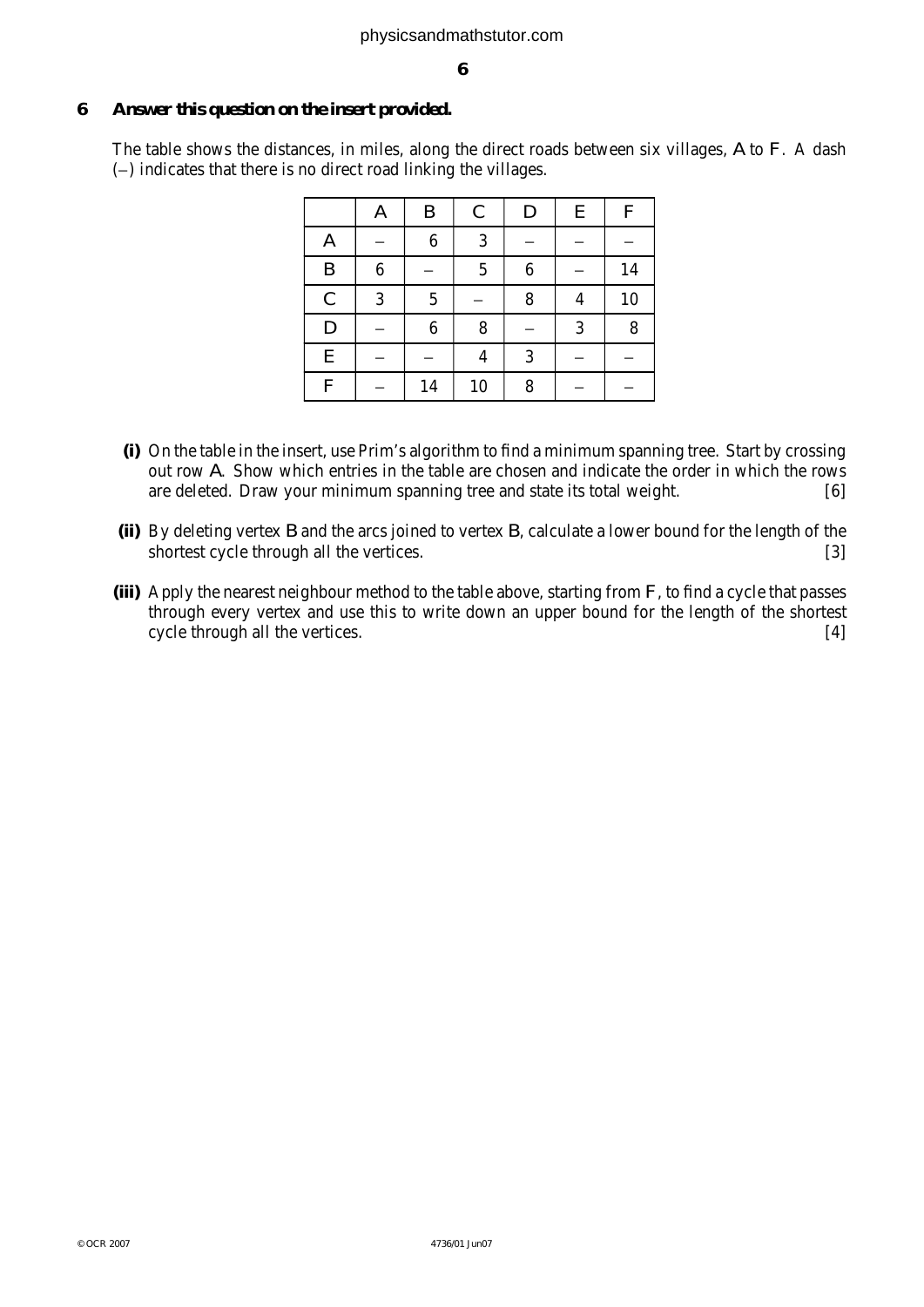**6 Answer this question on the insert provided.**

The table shows the distances, in miles, along the direct roads between six villages, A to F. A dash (–) indicates that there is no direct road linking the villages.

|   | A | B | C | D | E | F |
|---|---|---|---|---|---|---|
| A | – | 6 | 3 | – | – | – |
| B | 6 | – | 5 | 6 | – | 14 |
| C | 3 | 5 | – | 8 | 4 | 10 |
| D | – | 6 | 8 | – | 3 | 8 |
| E | – | – | 4 | 3 | – | – |
| F | – | 14 | 10 | 8 | – | – |

**(i)** On the table in the insert, use Prim's algorithm to find a minimum spanning tree. Start by crossing out row A. Show which entries in the table are chosen and indicate the order in which the rows are deleted. Draw your minimum spanning tree and state its total weight. [6]

**(ii)** By deleting vertex B and the arcs joined to vertex B, calculate a lower bound for the length of the shortest cycle through all the vertices. [3]

**(iii)** Apply the nearest neighbour method to the table above, starting from F, to find a cycle that passes through every vertex and use this to write down an upper bound for the length of the shortest cycle through all the vertices. [4]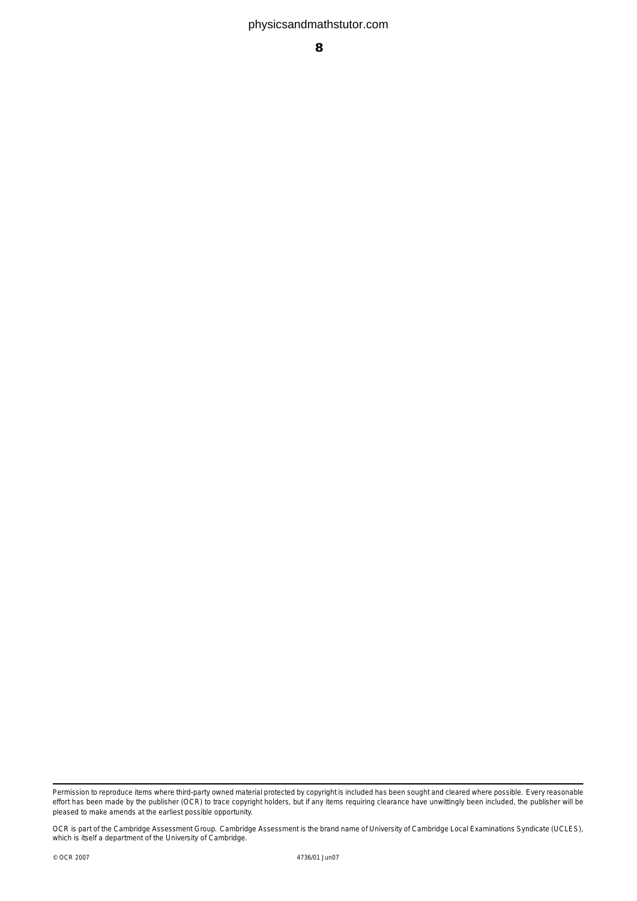Permission to reproduce items where third-party owned material protected by copyright is included has been sought and cleared where possible. Every reasonable effort has been made by the publisher (OCR) to trace copyright holders, but if any items requiring clearance have unwittingly been included, the publisher will be pleased to make amends at the earliest possible opportunity.

OCR is part of the Cambridge Assessment Group. Cambridge Assessment is the brand name of University of Cambridge Local Examinations Syndicate (UCLES), which is itself a department of the University of Cambridge.

© OCR 2007 4736/01 Jun07